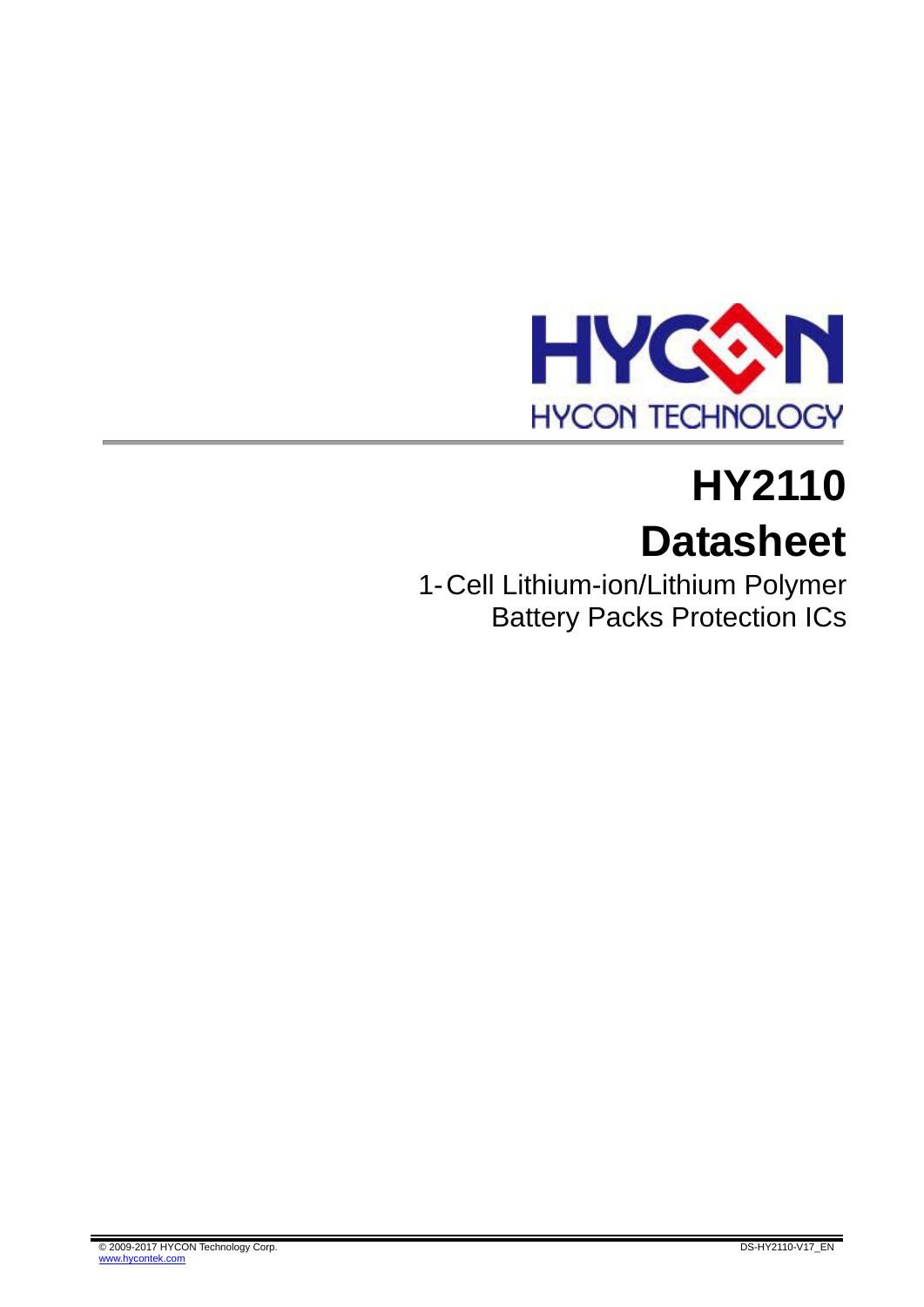HYCON TECHNOLOGY

# HY2110

# Datasheet

1-Cell Lithium-ion/Lithium Polymer
Battery Packs Protection ICs

© 2009-2017 HYCON Technology Corp.
www.hycontek.com

DS-HY2110-V17_EN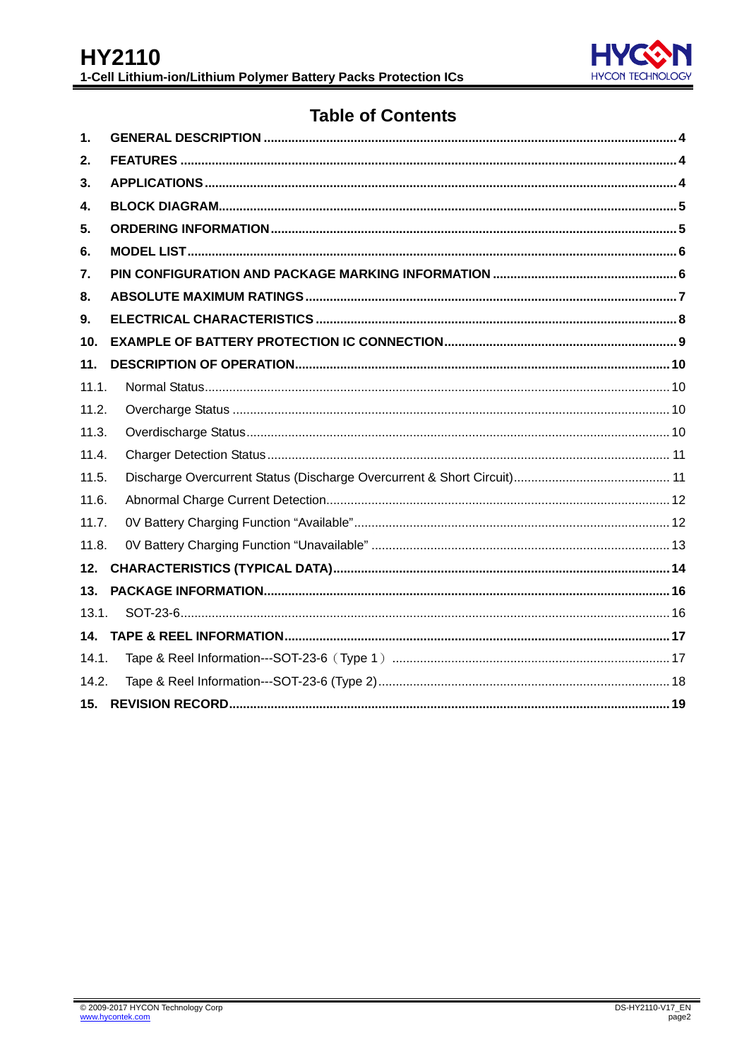# Table of Contents

1. **GENERAL DESCRIPTION** ..... 4
2. **FEATURES** ..... 4
3. **APPLICATIONS** ..... 4
4. **BLOCK DIAGRAM** ..... 5
5. **ORDERING INFORMATION** ..... 5
6. **MODEL LIST** ..... 6
7. **PIN CONFIGURATION AND PACKAGE MARKING INFORMATION** ..... 6
8. **ABSOLUTE MAXIMUM RATINGS** ..... 7
9. **ELECTRICAL CHARACTERISTICS** ..... 8
10. **EXAMPLE OF BATTERY PROTECTION IC CONNECTION** ..... 9
11. **DESCRIPTION OF OPERATION** ..... 10

11.1. Normal Status ..... 10
11.2. Overcharge Status ..... 10
11.3. Overdischarge Status ..... 10
11.4. Charger Detection Status ..... 11
11.5. Discharge Overcurrent Status (Discharge Overcurrent & Short Circuit) ..... 11
11.6. Abnormal Charge Current Detection ..... 12
11.7. 0V Battery Charging Function “Available” ..... 12
11.8. 0V Battery Charging Function “Unavailable” ..... 13

12. **CHARACTERISTICS (TYPICAL DATA)** ..... 14
13. **PACKAGE INFORMATION** ..... 16

13.1. SOT-23-6 ..... 16

14. **TAPE & REEL INFORMATION** ..... 17

14.1. Tape & Reel Information---SOT-23-6（Type 1） ..... 17
14.2. Tape & Reel Information---SOT-23-6 (Type 2) ..... 18

15. **REVISION RECORD** ..... 19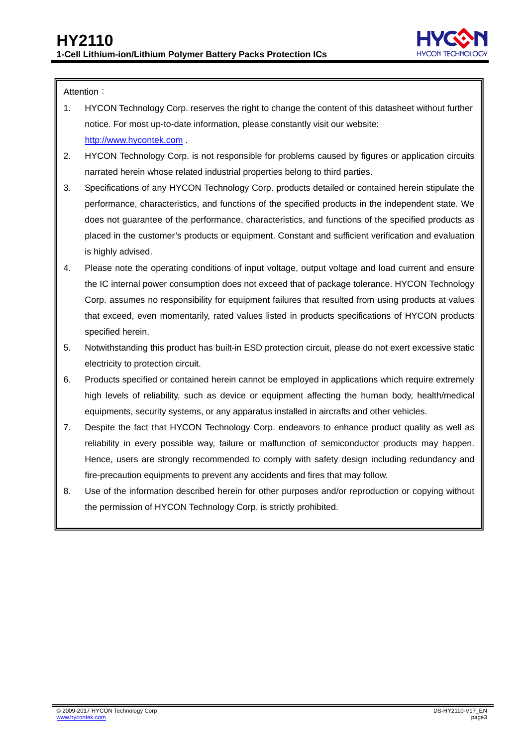Attention：

1. HYCON Technology Corp. reserves the right to change the content of this datasheet without further notice. For most up-to-date information, please constantly visit our website: http://www.hycontek.com .
2. HYCON Technology Corp. is not responsible for problems caused by figures or application circuits narrated herein whose related industrial properties belong to third parties.
3. Specifications of any HYCON Technology Corp. products detailed or contained herein stipulate the performance, characteristics, and functions of the specified products in the independent state. We does not guarantee of the performance, characteristics, and functions of the specified products as placed in the customer's products or equipment. Constant and sufficient verification and evaluation is highly advised.
4. Please note the operating conditions of input voltage, output voltage and load current and ensure the IC internal power consumption does not exceed that of package tolerance. HYCON Technology Corp. assumes no responsibility for equipment failures that resulted from using products at values that exceed, even momentarily, rated values listed in products specifications of HYCON products specified herein.
5. Notwithstanding this product has built-in ESD protection circuit, please do not exert excessive static electricity to protection circuit.
6. Products specified or contained herein cannot be employed in applications which require extremely high levels of reliability, such as device or equipment affecting the human body, health/medical equipments, security systems, or any apparatus installed in aircrafts and other vehicles.
7. Despite the fact that HYCON Technology Corp. endeavors to enhance product quality as well as reliability in every possible way, failure or malfunction of semiconductor products may happen. Hence, users are strongly recommended to comply with safety design including redundancy and fire-precaution equipments to prevent any accidents and fires that may follow.
8. Use of the information described herein for other purposes and/or reproduction or copying without the permission of HYCON Technology Corp. is strictly prohibited.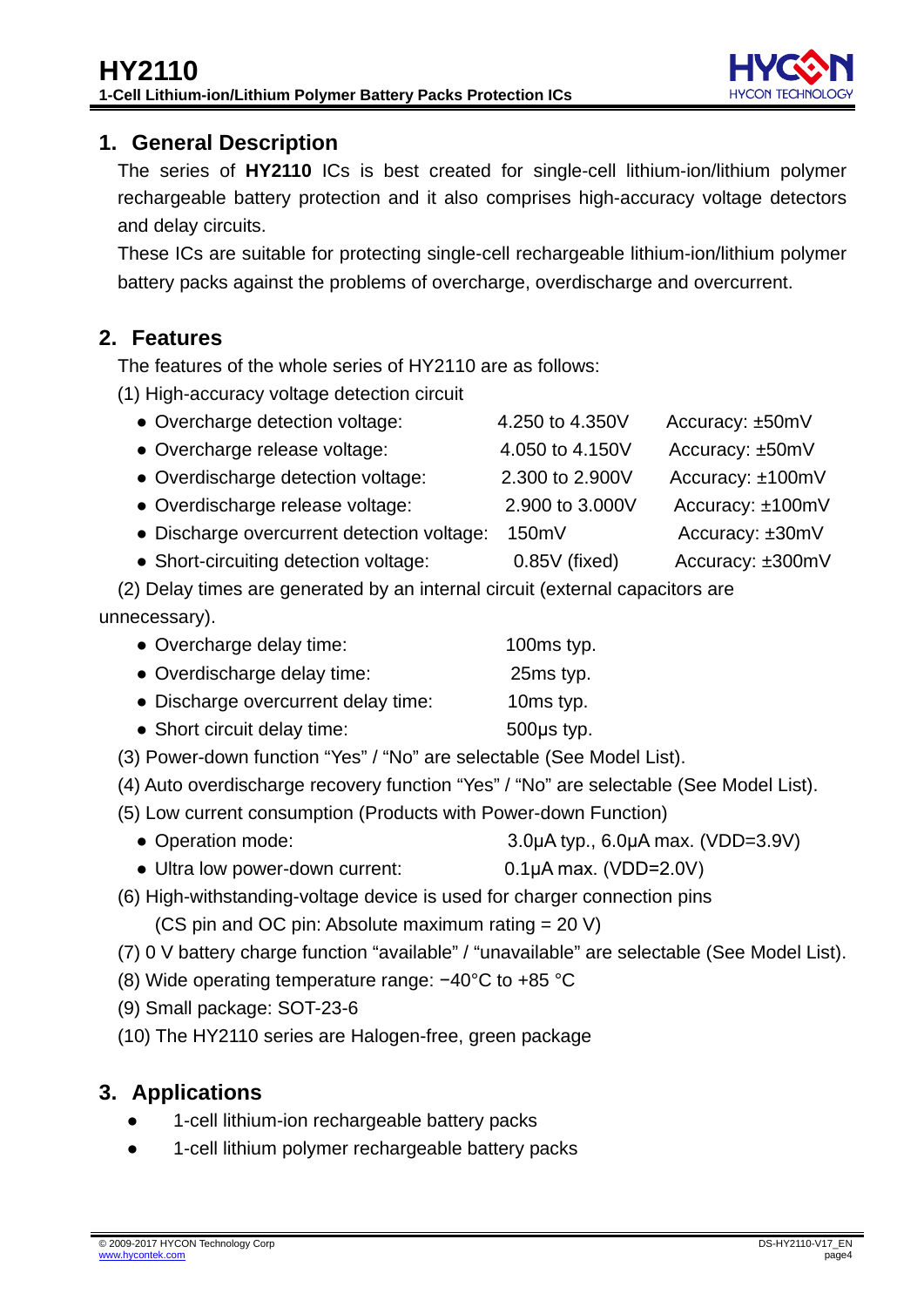## 1. General Description

The series of **HY2110** ICs is best created for single-cell lithium-ion/lithium polymer rechargeable battery protection and it also comprises high-accuracy voltage detectors and delay circuits.

These ICs are suitable for protecting single-cell rechargeable lithium-ion/lithium polymer battery packs against the problems of overcharge, overdischarge and overcurrent.

## 2. Features

The features of the whole series of HY2110 are as follows:

(1) High-accuracy voltage detection circuit

- Overcharge detection voltage: 4.250 to 4.350V Accuracy: ±50mV
- Overcharge release voltage: 4.050 to 4.150V Accuracy: ±50mV
- Overdischarge detection voltage: 2.300 to 2.900V Accuracy: ±100mV
- Overdischarge release voltage: 2.900 to 3.000V Accuracy: ±100mV
- Discharge overcurrent detection voltage: 150mV Accuracy: ±30mV
- Short-circuiting detection voltage: 0.85V (fixed) Accuracy: ±300mV

(2) Delay times are generated by an internal circuit (external capacitors are unnecessary).

- Overcharge delay time: 100ms typ.
- Overdischarge delay time: 25ms typ.
- Discharge overcurrent delay time: 10ms typ.
- Short circuit delay time: 500μs typ.

(3) Power-down function "Yes" / "No" are selectable (See Model List).

(4) Auto overdischarge recovery function "Yes" / "No" are selectable (See Model List).

(5) Low current consumption (Products with Power-down Function)

- Operation mode: 3.0μA typ., 6.0μA max. (VDD=3.9V)
- Ultra low power-down current: 0.1μA max. (VDD=2.0V)

(6) High-withstanding-voltage device is used for charger connection pins
(CS pin and OC pin: Absolute maximum rating = 20 V)

(7) 0 V battery charge function "available" / "unavailable" are selectable (See Model List).

(8) Wide operating temperature range: −40°C to +85 °C

(9) Small package: SOT-23-6

(10) The HY2110 series are Halogen-free, green package

## 3. Applications

- 1-cell lithium-ion rechargeable battery packs
- 1-cell lithium polymer rechargeable battery packs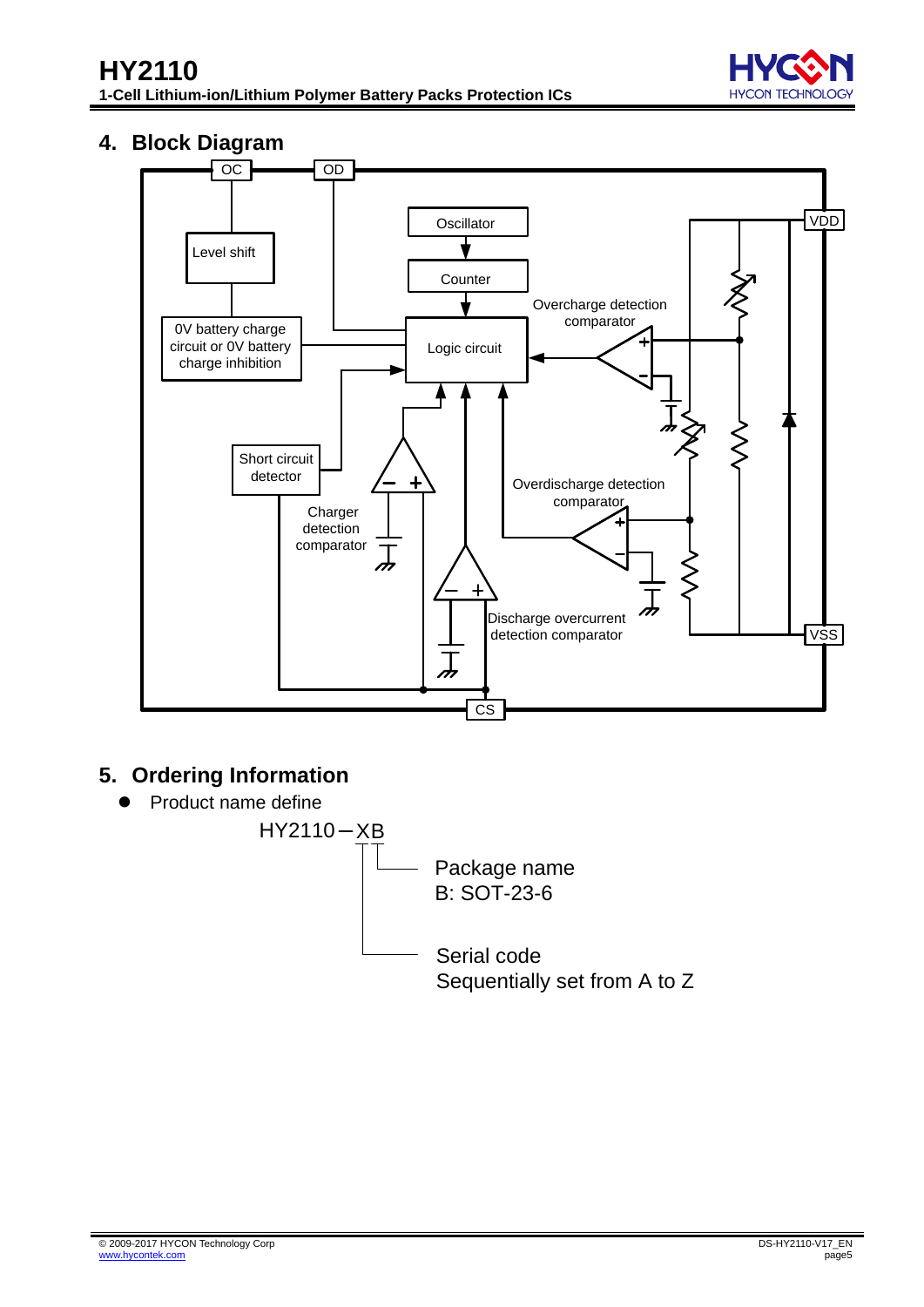## 4. Block Diagram

OC, OD, VDD, VSS, CS

Level shift

0V battery charge circuit or 0V battery charge inhibition

Oscillator

Counter

Logic circuit

Overcharge detection comparator

Short circuit detector

Charger detection comparator

Overdischarge detection comparator

Discharge overcurrent detection comparator

## 5. Ordering Information

- Product name define

HY2110 – XB

- Package name
  B: SOT-23-6
- Serial code
  Sequentially set from A to Z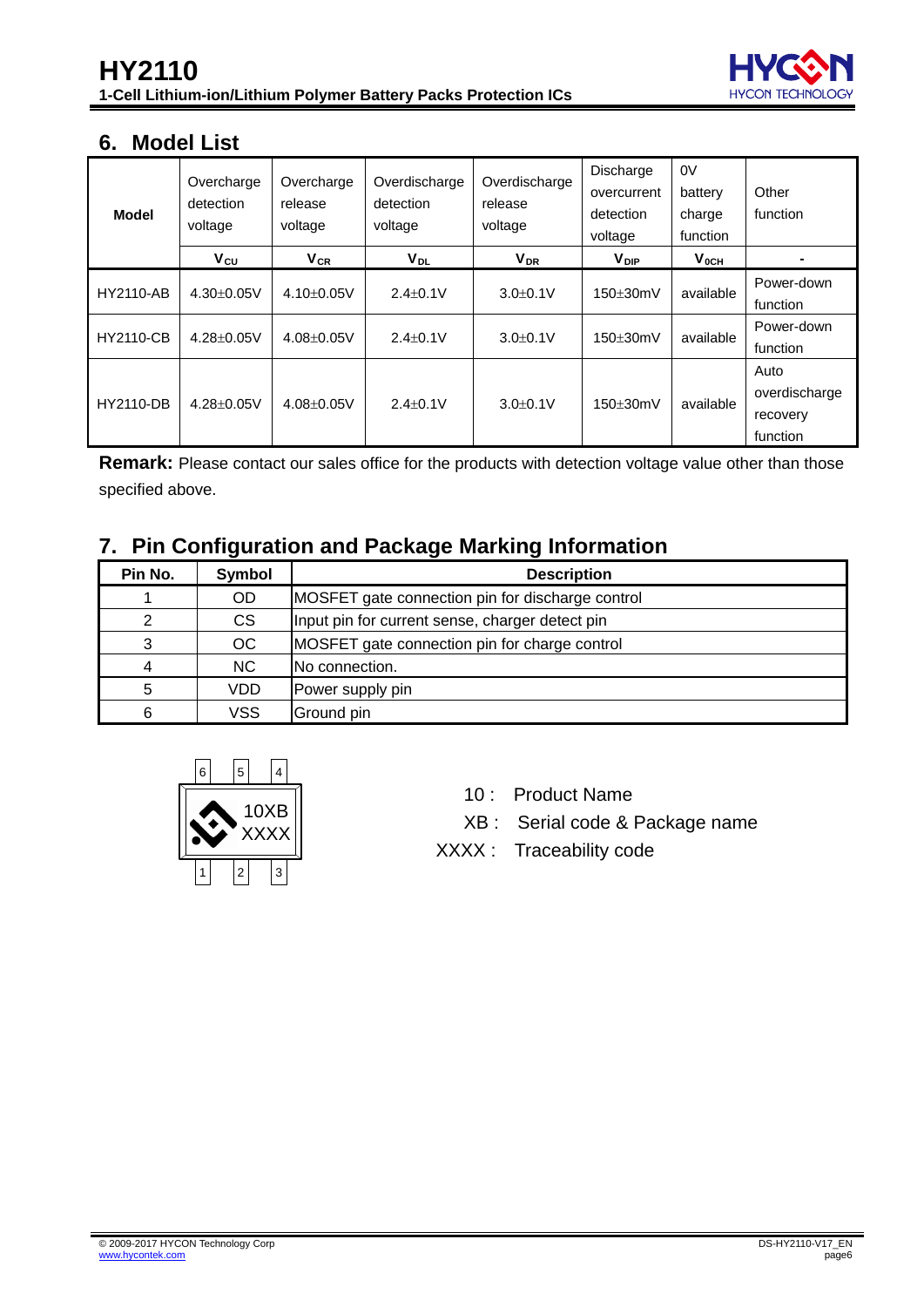## 6. Model List

| Model | Overcharge detection voltage | Overcharge release voltage | Overdischarge detection voltage | Overdischarge release voltage | Discharge overcurrent detection voltage | 0V battery charge function | Other function |
|---|---|---|---|---|---|---|---|
| | $V_{CU}$ | $V_{CR}$ | $V_{DL}$ | $V_{DR}$ | $V_{DIP}$ | $V_{0CH}$ | - |
| HY2110-AB | 4.30±0.05V | 4.10±0.05V | 2.4±0.1V | 3.0±0.1V | 150±30mV | available | Power-down function |
| HY2110-CB | 4.28±0.05V | 4.08±0.05V | 2.4±0.1V | 3.0±0.1V | 150±30mV | available | Power-down function |
| HY2110-DB | 4.28±0.05V | 4.08±0.05V | 2.4±0.1V | 3.0±0.1V | 150±30mV | available | Auto overdischarge recovery function |

**Remark:** Please contact our sales office for the products with detection voltage value other than those specified above.

## 7. Pin Configuration and Package Marking Information

| Pin No. | Symbol | Description |
|---|---|---|
| 1 | OD | MOSFET gate connection pin for discharge control |
| 2 | CS | Input pin for current sense, charger detect pin |
| 3 | OC | MOSFET gate connection pin for charge control |
| 4 | NC | No connection. |
| 5 | VDD | Power supply pin |
| 6 | VSS | Ground pin |

6 5 4

10XB
XXXX

1 2 3

10 : Product Name

XB : Serial code & Package name

XXXX : Traceability code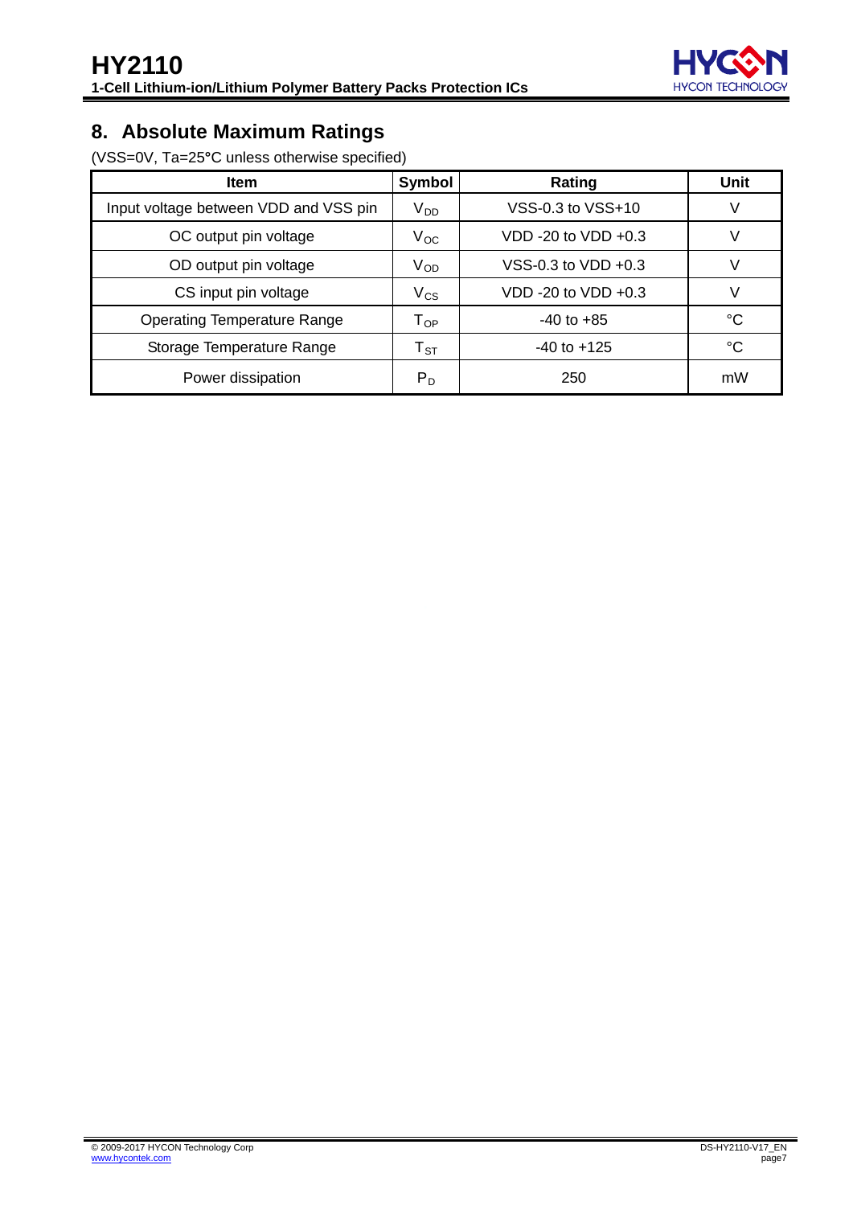## 8. Absolute Maximum Ratings

(VSS=0V, Ta=25°C unless otherwise specified)

| Item | Symbol | Rating | Unit |
|---|---|---|---|
| Input voltage between VDD and VSS pin | $V_{DD}$ | VSS-0.3 to VSS+10 | V |
| OC output pin voltage | $V_{OC}$ | VDD -20 to VDD +0.3 | V |
| OD output pin voltage | $V_{OD}$ | VSS-0.3 to VDD +0.3 | V |
| CS input pin voltage | $V_{CS}$ | VDD -20 to VDD +0.3 | V |
| Operating Temperature Range | $T_{OP}$ | -40 to +85 | °C |
| Storage Temperature Range | $T_{ST}$ | -40 to +125 | °C |
| Power dissipation | $P_D$ | 250 | mW |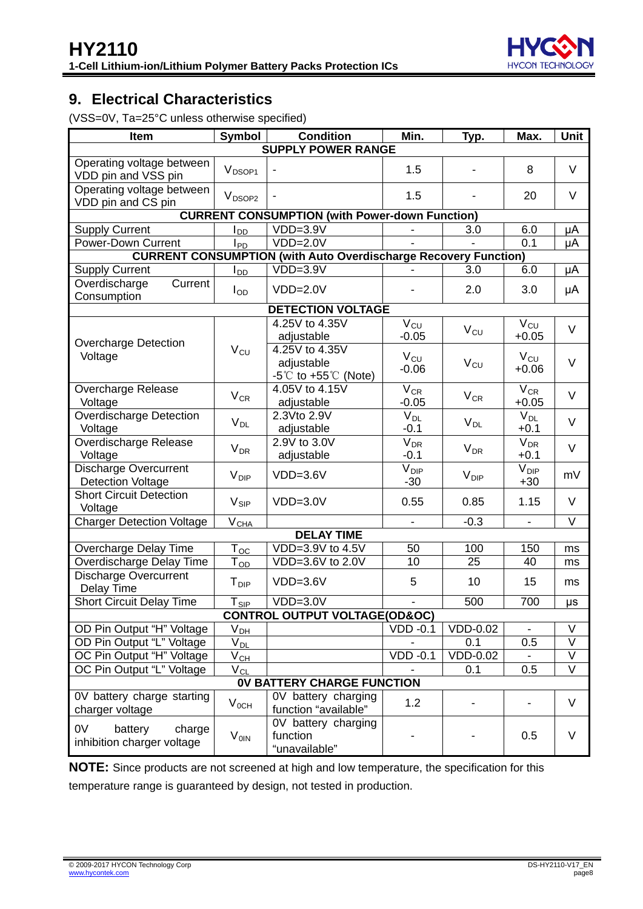## 9. Electrical Characteristics

(VSS=0V, Ta=25°C unless otherwise specified)

| Item | Symbol | Condition | Min. | Typ. | Max. | Unit |
|---|---|---|---|---|---|---|
| **SUPPLY POWER RANGE** | | | | | | |
| Operating voltage between VDD pin and VSS pin | $V_{DSOP1}$ | - | 1.5 | - | 8 | V |
| Operating voltage between VDD pin and CS pin | $V_{DSOP2}$ | - | 1.5 | - | 20 | V |
| **CURRENT CONSUMPTION (with Power-down Function)** | | | | | | |
| Supply Current | $I_{DD}$ | VDD=3.9V | - | 3.0 | 6.0 | μA |
| Power-Down Current | $I_{PD}$ | VDD=2.0V | - | - | 0.1 | μA |
| **CURRENT CONSUMPTION (with Auto Overdischarge Recovery Function)** | | | | | | |
| Supply Current | $I_{DD}$ | VDD=3.9V | - | 3.0 | 6.0 | μA |
| Overdischarge Current Consumption | $I_{OD}$ | VDD=2.0V | - | 2.0 | 3.0 | μA |
| **DETECTION VOLTAGE** | | | | | | |
| Overcharge Detection Voltage | $V_{CU}$ | 4.25V to 4.35V adjustable | $V_{CU}$ -0.05 | $V_{CU}$ | $V_{CU}$ +0.05 | V |
| | | 4.25V to 4.35V adjustable -5℃ to +55℃ (Note) | $V_{CU}$ -0.06 | $V_{CU}$ | $V_{CU}$ +0.06 | V |
| Overcharge Release Voltage | $V_{CR}$ | 4.05V to 4.15V adjustable | $V_{CR}$ -0.05 | $V_{CR}$ | $V_{CR}$ +0.05 | V |
| Overdischarge Detection Voltage | $V_{DL}$ | 2.3Vto 2.9V adjustable | $V_{DL}$ -0.1 | $V_{DL}$ | $V_{DL}$ +0.1 | V |
| Overdischarge Release Voltage | $V_{DR}$ | 2.9V to 3.0V adjustable | $V_{DR}$ -0.1 | $V_{DR}$ | $V_{DR}$ +0.1 | V |
| Discharge Overcurrent Detection Voltage | $V_{DIP}$ | VDD=3.6V | $V_{DIP}$ -30 | $V_{DIP}$ | $V_{DIP}$ +30 | mV |
| Short Circuit Detection Voltage | $V_{SIP}$ | VDD=3.0V | 0.55 | 0.85 | 1.15 | V |
| Charger Detection Voltage | $V_{CHA}$ | | - | -0.3 | - | V |
| **DELAY TIME** | | | | | | |
| Overcharge Delay Time | $T_{OC}$ | VDD=3.9V to 4.5V | 50 | 100 | 150 | ms |
| Overdischarge Delay Time | $T_{OD}$ | VDD=3.6V to 2.0V | 10 | 25 | 40 | ms |
| Discharge Overcurrent Delay Time | $T_{DIP}$ | VDD=3.6V | 5 | 10 | 15 | ms |
| Short Circuit Delay Time | $T_{SIP}$ | VDD=3.0V | - | 500 | 700 | μs |
| **CONTROL OUTPUT VOLTAGE(OD&OC)** | | | | | | |
| OD Pin Output "H" Voltage | $V_{DH}$ | | VDD -0.1 | VDD-0.02 | - | V |
| OD Pin Output "L" Voltage | $V_{DL}$ | | - | 0.1 | 0.5 | V |
| OC Pin Output "H" Voltage | $V_{CH}$ | | VDD -0.1 | VDD-0.02 | - | V |
| OC Pin Output "L" Voltage | $V_{CL}$ | | - | 0.1 | 0.5 | V |
| **0V BATTERY CHARGE FUNCTION** | | | | | | |
| 0V battery charge starting charger voltage | $V_{0CH}$ | 0V battery charging function "available" | 1.2 | - | - | V |
| 0V battery charge inhibition charger voltage | $V_{0IN}$ | 0V battery charging function "unavailable" | - | - | 0.5 | V |

**NOTE:** Since products are not screened at high and low temperature, the specification for this temperature range is guaranteed by design, not tested in production.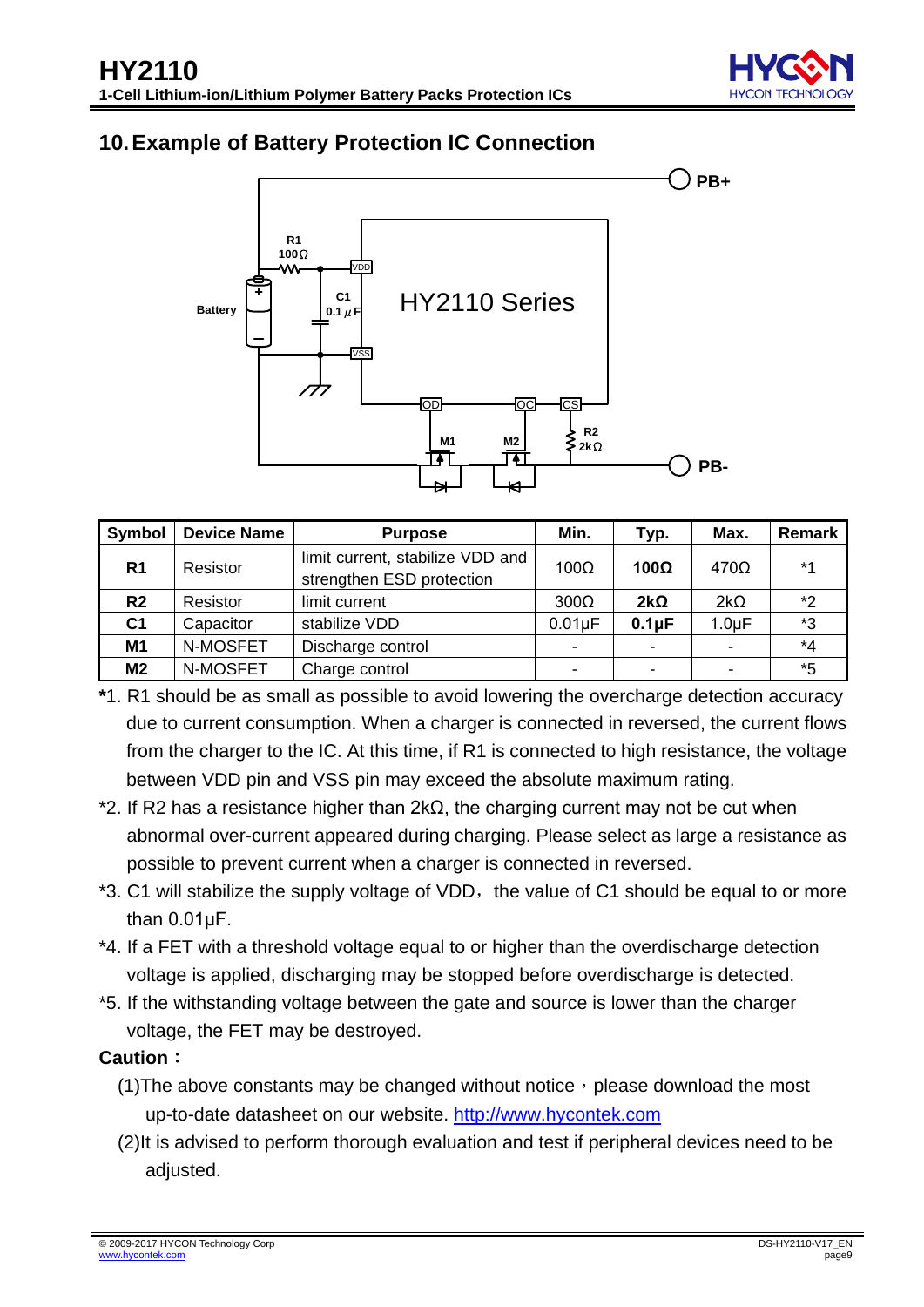## 10. Example of Battery Protection IC Connection

| Symbol | Device Name | Purpose | Min. | Typ. | Max. | Remark |
|---|---|---|---|---|---|---|
| **R1** | Resistor | limit current, stabilize VDD and strengthen ESD protection | 100Ω | **100Ω** | 470Ω | *1 |
| **R2** | Resistor | limit current | 300Ω | **2kΩ** | 2kΩ | *2 |
| **C1** | Capacitor | stabilize VDD | 0.01μF | **0.1μF** | 1.0μF | *3 |
| **M1** | N-MOSFET | Discharge control | - | - | - | *4 |
| **M2** | N-MOSFET | Charge control | - | - | - | *5 |

*1. R1 should be as small as possible to avoid lowering the overcharge detection accuracy due to current consumption. When a charger is connected in reversed, the current flows from the charger to the IC. At this time, if R1 is connected to high resistance, the voltage between VDD pin and VSS pin may exceed the absolute maximum rating.

*2. If R2 has a resistance higher than 2kΩ, the charging current may not be cut when abnormal over-current appeared during charging. Please select as large a resistance as possible to prevent current when a charger is connected in reversed.

*3. C1 will stabilize the supply voltage of VDD, the value of C1 should be equal to or more than 0.01μF.

*4. If a FET with a threshold voltage equal to or higher than the overdischarge detection voltage is applied, discharging may be stopped before overdischarge is detected.

*5. If the withstanding voltage between the gate and source is lower than the charger voltage, the FET may be destroyed.

**Caution：**

(1)The above constants may be changed without notice, please download the most up-to-date datasheet on our website. http://www.hycontek.com

(2)It is advised to perform thorough evaluation and test if peripheral devices need to be adjusted.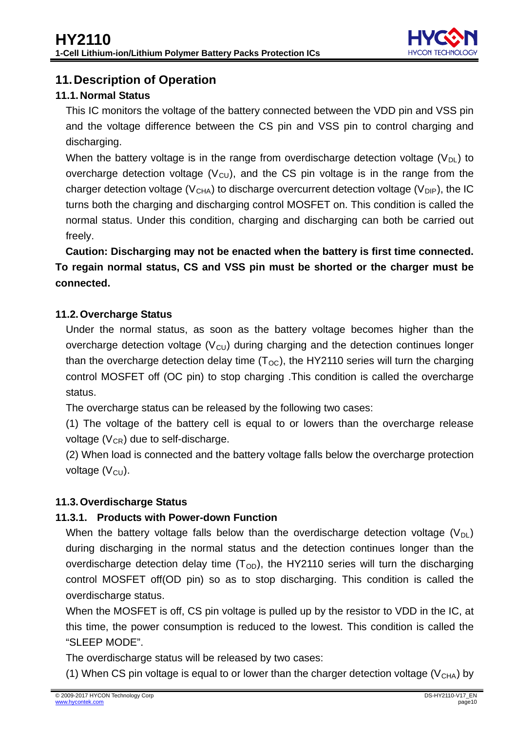## 11. Description of Operation

### 11.1. Normal Status

This IC monitors the voltage of the battery connected between the VDD pin and VSS pin and the voltage difference between the CS pin and VSS pin to control charging and discharging.

When the battery voltage is in the range from overdischarge detection voltage ($V_{DL}$) to overcharge detection voltage ($V_{CU}$), and the CS pin voltage is in the range from the charger detection voltage ($V_{CHA}$) to discharge overcurrent detection voltage ($V_{DIP}$), the IC turns both the charging and discharging control MOSFET on. This condition is called the normal status. Under this condition, charging and discharging can both be carried out freely.

**Caution: Discharging may not be enacted when the battery is first time connected. To regain normal status, CS and VSS pin must be shorted or the charger must be connected.**

### 11.2. Overcharge Status

Under the normal status, as soon as the battery voltage becomes higher than the overcharge detection voltage ($V_{CU}$) during charging and the detection continues longer than the overcharge detection delay time ($T_{OC}$), the HY2110 series will turn the charging control MOSFET off (OC pin) to stop charging .This condition is called the overcharge status.

The overcharge status can be released by the following two cases:

(1) The voltage of the battery cell is equal to or lowers than the overcharge release voltage ($V_{CR}$) due to self-discharge.

(2) When load is connected and the battery voltage falls below the overcharge protection voltage ($V_{CU}$).

### 11.3. Overdischarge Status

#### 11.3.1. Products with Power-down Function

When the battery voltage falls below than the overdischarge detection voltage ($V_{DL}$) during discharging in the normal status and the detection continues longer than the overdischarge detection delay time ($T_{OD}$), the HY2110 series will turn the discharging control MOSFET off(OD pin) so as to stop discharging. This condition is called the overdischarge status.

When the MOSFET is off, CS pin voltage is pulled up by the resistor to VDD in the IC, at this time, the power consumption is reduced to the lowest. This condition is called the "SLEEP MODE".

The overdischarge status will be released by two cases:

(1) When CS pin voltage is equal to or lower than the charger detection voltage ($V_{CHA}$) by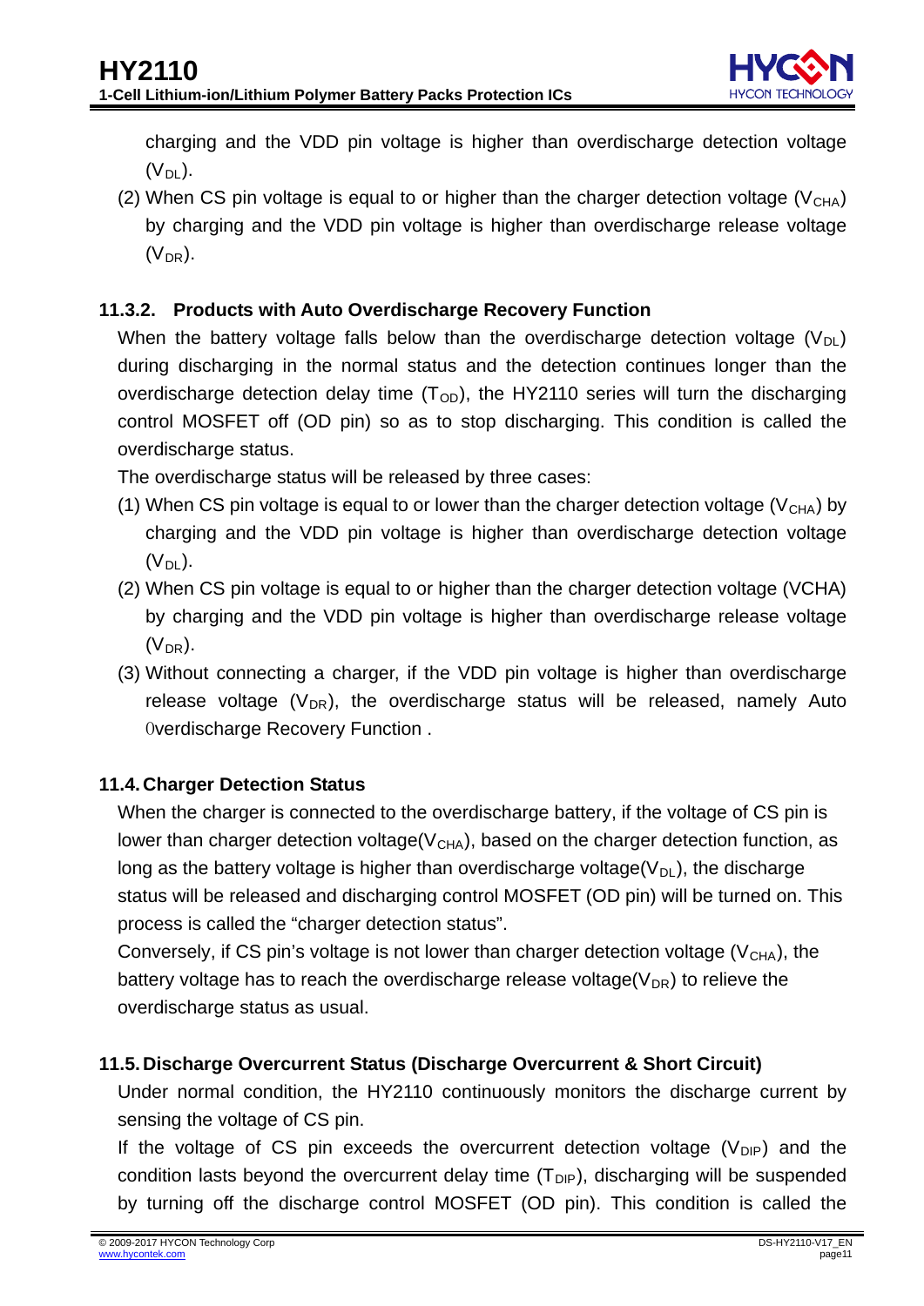charging and the VDD pin voltage is higher than overdischarge detection voltage ($V_{DL}$).

(2) When CS pin voltage is equal to or higher than the charger detection voltage ($V_{CHA}$) by charging and the VDD pin voltage is higher than overdischarge release voltage ($V_{DR}$).

### 11.3.2. Products with Auto Overdischarge Recovery Function

When the battery voltage falls below than the overdischarge detection voltage ($V_{DL}$) during discharging in the normal status and the detection continues longer than the overdischarge detection delay time ($T_{OD}$), the HY2110 series will turn the discharging control MOSFET off (OD pin) so as to stop discharging. This condition is called the overdischarge status.

The overdischarge status will be released by three cases:

(1) When CS pin voltage is equal to or lower than the charger detection voltage ($V_{CHA}$) by charging and the VDD pin voltage is higher than overdischarge detection voltage ($V_{DL}$).

(2) When CS pin voltage is equal to or higher than the charger detection voltage (VCHA) by charging and the VDD pin voltage is higher than overdischarge release voltage ($V_{DR}$).

(3) Without connecting a charger, if the VDD pin voltage is higher than overdischarge release voltage ($V_{DR}$), the overdischarge status will be released, namely Auto 0verdischarge Recovery Function .

## 11.4. Charger Detection Status

When the charger is connected to the overdischarge battery, if the voltage of CS pin is lower than charger detection voltage($V_{CHA}$), based on the charger detection function, as long as the battery voltage is higher than overdischarge voltage($V_{DL}$), the discharge status will be released and discharging control MOSFET (OD pin) will be turned on. This process is called the "charger detection status".

Conversely, if CS pin's voltage is not lower than charger detection voltage ($V_{CHA}$), the battery voltage has to reach the overdischarge release voltage($V_{DR}$) to relieve the overdischarge status as usual.

## 11.5. Discharge Overcurrent Status (Discharge Overcurrent & Short Circuit)

Under normal condition, the HY2110 continuously monitors the discharge current by sensing the voltage of CS pin.

If the voltage of CS pin exceeds the overcurrent detection voltage ($V_{DIP}$) and the condition lasts beyond the overcurrent delay time ($T_{DIP}$), discharging will be suspended by turning off the discharge control MOSFET (OD pin). This condition is called the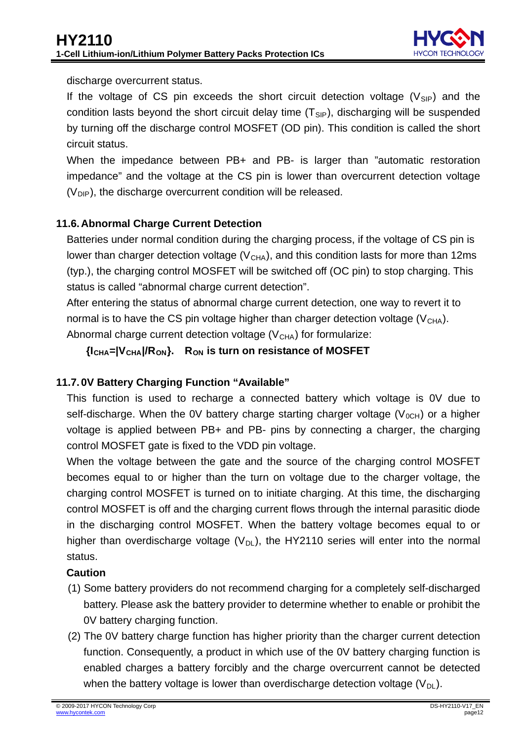discharge overcurrent status.

If the voltage of CS pin exceeds the short circuit detection voltage ($V_{SIP}$) and the condition lasts beyond the short circuit delay time ($T_{SIP}$), discharging will be suspended by turning off the discharge control MOSFET (OD pin). This condition is called the short circuit status.

When the impedance between PB+ and PB- is larger than "automatic restoration impedance" and the voltage at the CS pin is lower than overcurrent detection voltage ($V_{DIP}$), the discharge overcurrent condition will be released.

## 11.6. Abnormal Charge Current Detection

Batteries under normal condition during the charging process, if the voltage of CS pin is lower than charger detection voltage ($V_{CHA}$), and this condition lasts for more than 12ms (typ.), the charging control MOSFET will be switched off (OC pin) to stop charging. This status is called "abnormal charge current detection".

After entering the status of abnormal charge current detection, one way to revert it to normal is to have the CS pin voltage higher than charger detection voltage ($V_{CHA}$).

Abnormal charge current detection voltage ($V_{CHA}$) for formularize:

**{$I_{CHA}=|V_{CHA}|/R_{ON}$}. $R_{ON}$ is turn on resistance of MOSFET**

## 11.7. 0V Battery Charging Function "Available"

This function is used to recharge a connected battery which voltage is 0V due to self-discharge. When the 0V battery charge starting charger voltage ($V_{0CH}$) or a higher voltage is applied between PB+ and PB- pins by connecting a charger, the charging control MOSFET gate is fixed to the VDD pin voltage.

When the voltage between the gate and the source of the charging control MOSFET becomes equal to or higher than the turn on voltage due to the charger voltage, the charging control MOSFET is turned on to initiate charging. At this time, the discharging control MOSFET is off and the charging current flows through the internal parasitic diode in the discharging control MOSFET. When the battery voltage becomes equal to or higher than overdischarge voltage ($V_{DL}$), the HY2110 series will enter into the normal status.

**Caution**

(1) Some battery providers do not recommend charging for a completely self-discharged battery. Please ask the battery provider to determine whether to enable or prohibit the 0V battery charging function.

(2) The 0V battery charge function has higher priority than the charger current detection function. Consequently, a product in which use of the 0V battery charging function is enabled charges a battery forcibly and the charge overcurrent cannot be detected when the battery voltage is lower than overdischarge detection voltage ($V_{DL}$).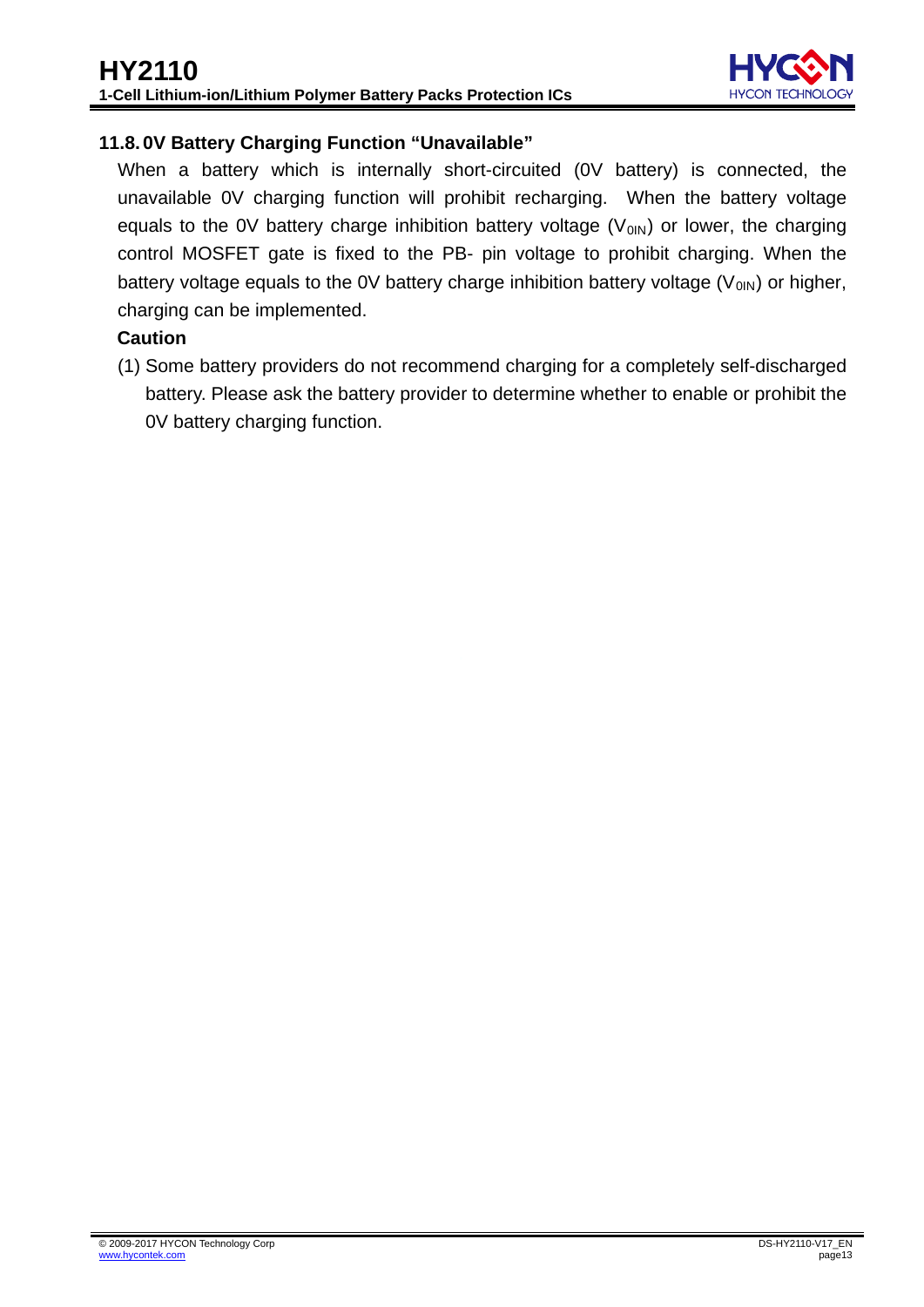### 11.8. 0V Battery Charging Function "Unavailable"

When a battery which is internally short-circuited (0V battery) is connected, the unavailable 0V charging function will prohibit recharging. When the battery voltage equals to the 0V battery charge inhibition battery voltage ($V_{0IN}$) or lower, the charging control MOSFET gate is fixed to the PB- pin voltage to prohibit charging. When the battery voltage equals to the 0V battery charge inhibition battery voltage ($V_{0IN}$) or higher, charging can be implemented.

**Caution**

(1) Some battery providers do not recommend charging for a completely self-discharged battery. Please ask the battery provider to determine whether to enable or prohibit the 0V battery charging function.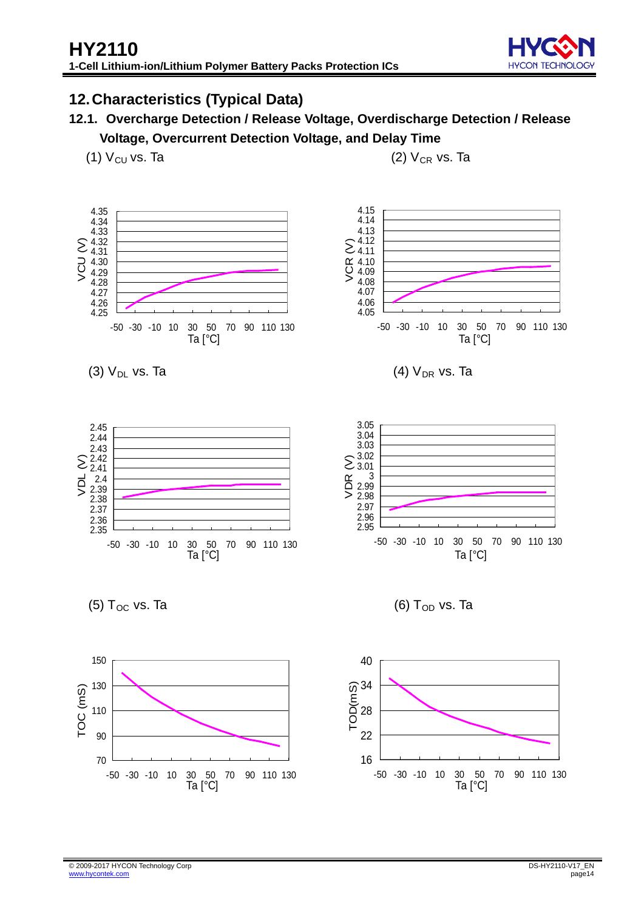## 12. Characteristics (Typical Data)

### 12.1. Overcharge Detection / Release Voltage, Overdischarge Detection / Release Voltage, Overcurrent Detection Voltage, and Delay Time

(1) $V_{CU}$ vs. Ta

(2) $V_{CR}$ vs. Ta

(3) $V_{DL}$ vs. Ta

(4) $V_{DR}$ vs. Ta

(5) $T_{OC}$ vs. Ta

(6) $T_{OD}$ vs. Ta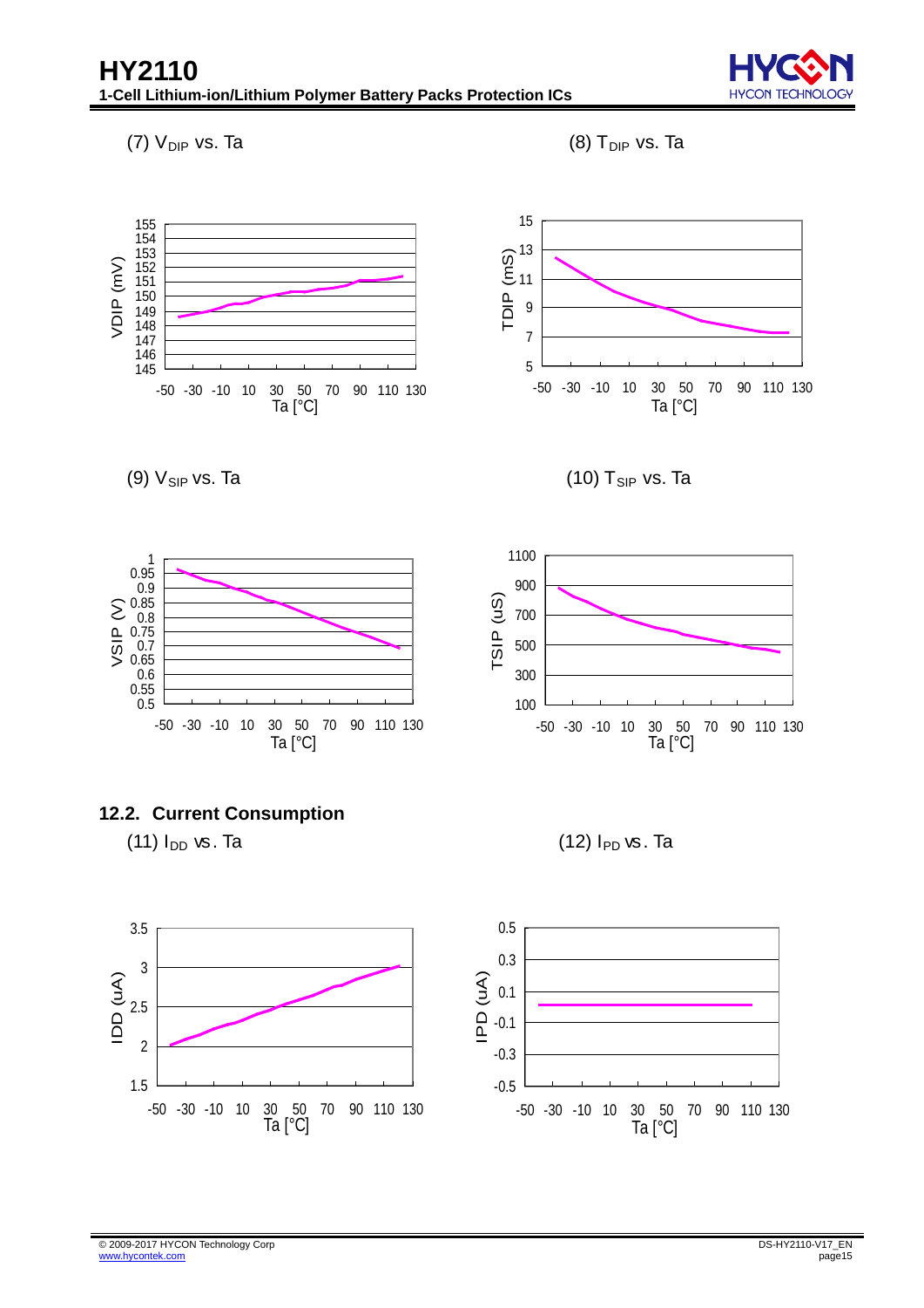(7) $V_{DIP}$ vs. Ta

(8) $T_{DIP}$ vs. Ta

(9) $V_{SIP}$ vs. Ta

(10) $T_{SIP}$ vs. Ta

## 12.2. Current Consumption

(11) $I_{DD}$ vs. Ta

(12) $I_{PD}$ vs. Ta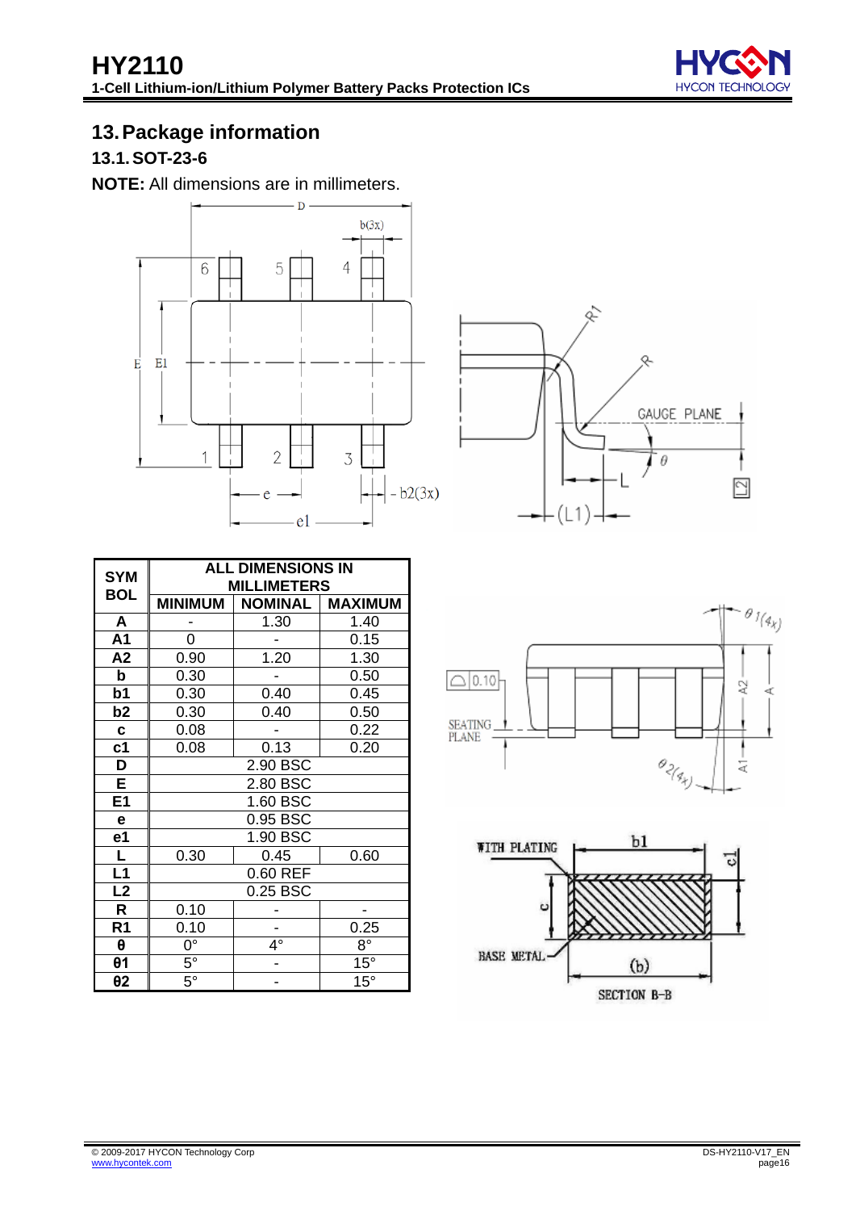## 13. Package information

### 13.1. SOT-23-6

**NOTE:** All dimensions are in millimeters.

| SYMBOL | ALL DIMENSIONS IN MILLIMETERS | | |
|---|---|---|---|
| | MINIMUM | NOMINAL | MAXIMUM |
| A | - | 1.30 | 1.40 |
| A1 | 0 | - | 0.15 |
| A2 | 0.90 | 1.20 | 1.30 |
| b | 0.30 | - | 0.50 |
| b1 | 0.30 | 0.40 | 0.45 |
| b2 | 0.30 | 0.40 | 0.50 |
| c | 0.08 | - | 0.22 |
| c1 | 0.08 | 0.13 | 0.20 |
| D | 2.90 BSC | | |
| E | 2.80 BSC | | |
| E1 | 1.60 BSC | | |
| e | 0.95 BSC | | |
| e1 | 1.90 BSC | | |
| L | 0.30 | 0.45 | 0.60 |
| L1 | 0.60 REF | | |
| L2 | 0.25 BSC | | |
| R | 0.10 | - | - |
| R1 | 0.10 | - | 0.25 |
| θ | 0° | 4° | 8° |
| θ1 | 5° | - | 15° |
| θ2 | 5° | - | 15° |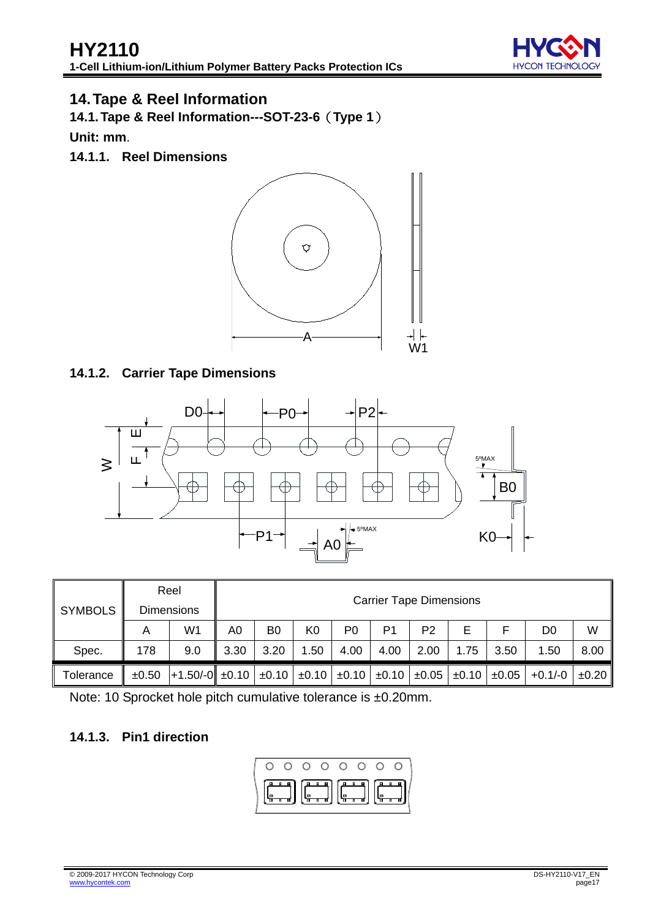## 14. Tape & Reel Information

### 14.1. Tape & Reel Information---SOT-23-6（Type 1）

**Unit: mm**.

#### 14.1.1. Reel Dimensions

#### 14.1.2. Carrier Tape Dimensions

| SYMBOLS | Reel Dimensions | | Carrier Tape Dimensions | | | | | | | | | |
|---|---|---|---|---|---|---|---|---|---|---|---|---|
| | A | W1 | A0 | B0 | K0 | P0 | P1 | P2 | E | F | D0 | W |
| Spec. | 178 | 9.0 | 3.30 | 3.20 | 1.50 | 4.00 | 4.00 | 2.00 | 1.75 | 3.50 | 1.50 | 8.00 |
| Tolerance | ±0.50 | +1.50/-0 | ±0.10 | ±0.10 | ±0.10 | ±0.10 | ±0.10 | ±0.05 | ±0.10 | ±0.05 | +0.1/-0 | ±0.20 |

Note: 10 Sprocket hole pitch cumulative tolerance is ±0.20mm.

#### 14.1.3. Pin1 direction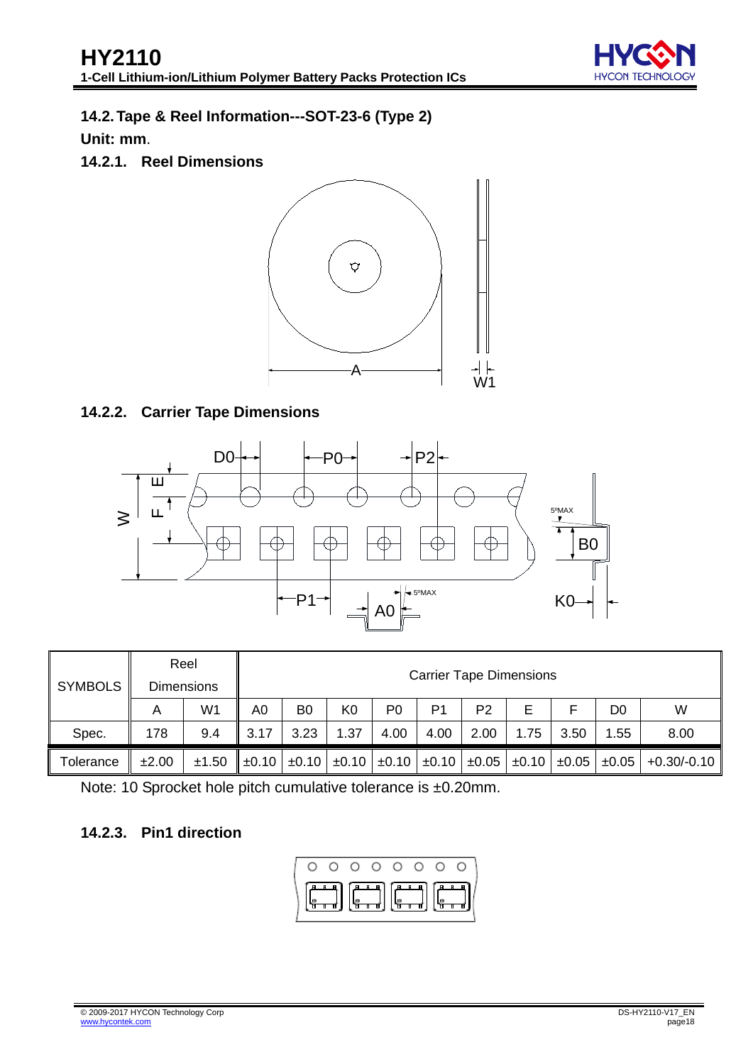## 14.2. Tape & Reel Information---SOT-23-6 (Type 2)

**Unit: mm**.

### 14.2.1. Reel Dimensions

### 14.2.2. Carrier Tape Dimensions

| SYMBOLS | Reel Dimensions | | Carrier Tape Dimensions | | | | | | | | | |
|---|---|---|---|---|---|---|---|---|---|---|---|---|
| | A | W1 | A0 | B0 | K0 | P0 | P1 | P2 | E | F | D0 | W |
| Spec. | 178 | 9.4 | 3.17 | 3.23 | 1.37 | 4.00 | 4.00 | 2.00 | 1.75 | 3.50 | 1.55 | 8.00 |
| Tolerance | ±2.00 | ±1.50 | ±0.10 | ±0.10 | ±0.10 | ±0.10 | ±0.10 | ±0.05 | ±0.10 | ±0.05 | ±0.05 | +0.30/-0.10 |

Note: 10 Sprocket hole pitch cumulative tolerance is ±0.20mm.

### 14.2.3. Pin1 direction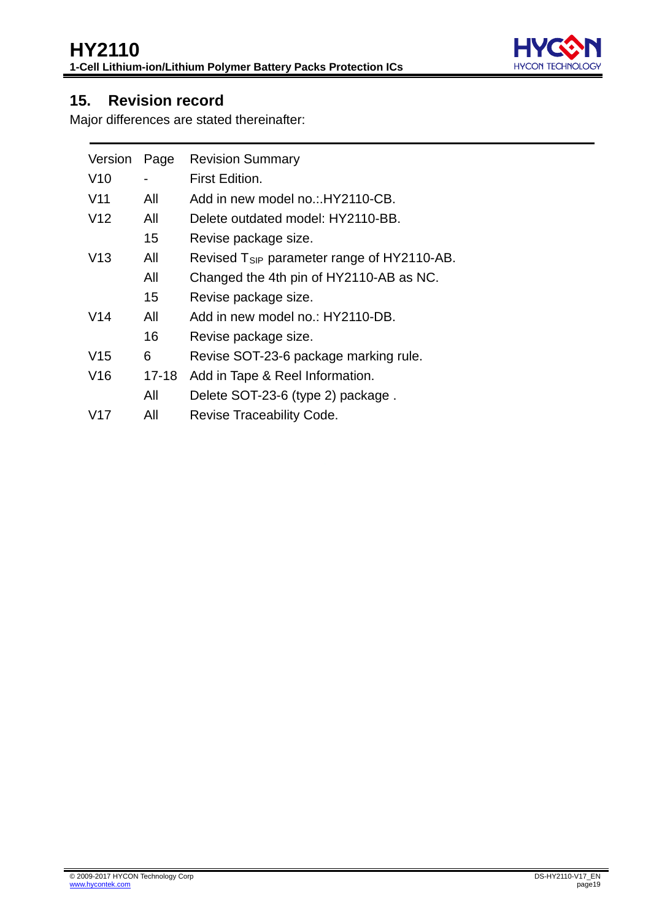## 15. Revision record

Major differences are stated thereinafter:

| Version | Page | Revision Summary |
|---|---|---|
| V10 | - | First Edition. |
| V11 | All | Add in new model no.:.HY2110-CB. |
| V12 | All | Delete outdated model: HY2110-BB. |
| | 15 | Revise package size. |
| V13 | All | Revised $T_{SIP}$ parameter range of HY2110-AB. |
| | All | Changed the 4th pin of HY2110-AB as NC. |
| | 15 | Revise package size. |
| V14 | All | Add in new model no.: HY2110-DB. |
| | 16 | Revise package size. |
| V15 | 6 | Revise SOT-23-6 package marking rule. |
| V16 | 17-18 | Add in Tape & Reel Information. |
| | All | Delete SOT-23-6 (type 2) package . |
| V17 | All | Revise Traceability Code. |